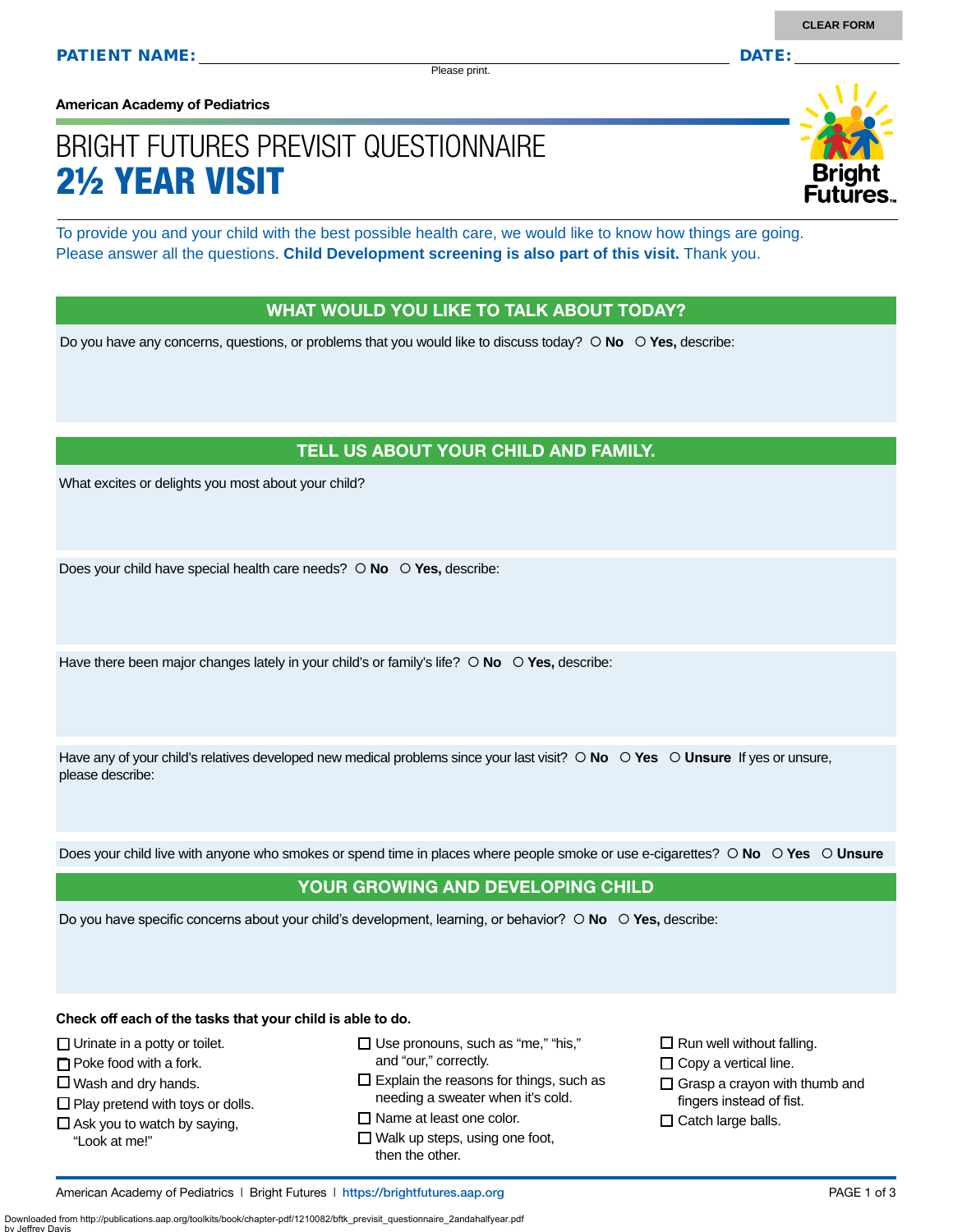**PATIENT NAME:** ______________________________ **DATE:** __________

Please print.

**American Academy of Pediatrics**

# BRIGHT FUTURES PREVISIT QUESTIONNAIRE
# 2½ YEAR VISIT

To provide you and your child with the best possible health care, we would like to know how things are going. Please answer all the questions. **Child Development screening is also part of this visit.** Thank you.

## WHAT WOULD YOU LIKE TO TALK ABOUT TODAY?

Do you have any concerns, questions, or problems that you would like to discuss today? ○ **No** ○ **Yes,** describe:

## TELL US ABOUT YOUR CHILD AND FAMILY.

What excites or delights you most about your child?

Does your child have special health care needs? ○ **No** ○ **Yes,** describe:

Have there been major changes lately in your child's or family's life? ○ **No** ○ **Yes,** describe:

Have any of your child's relatives developed new medical problems since your last visit? ○ **No** ○ **Yes** ○ **Unsure** If yes or unsure, please describe:

Does your child live with anyone who smokes or spend time in places where people smoke or use e-cigarettes? ○ **No** ○ **Yes** ○ **Unsure**

## YOUR GROWING AND DEVELOPING CHILD

Do you have specific concerns about your child's development, learning, or behavior? ○ **No** ○ **Yes,** describe:

**Check off each of the tasks that your child is able to do.**

- ☐ Urinate in a potty or toilet.
- ☐ Poke food with a fork.
- ☐ Wash and dry hands.
- ☐ Play pretend with toys or dolls.
- ☐ Ask you to watch by saying, "Look at me!"
- ☐ Use pronouns, such as "me," "his," and "our," correctly.
- ☐ Explain the reasons for things, such as needing a sweater when it's cold.
- ☐ Name at least one color.
- ☐ Walk up steps, using one foot, then the other.
- ☐ Run well without falling.
- ☐ Copy a vertical line.
- ☐ Grasp a crayon with thumb and fingers instead of fist.
- ☐ Catch large balls.

American Academy of Pediatrics | Bright Futures | https://brightfutures.aap.org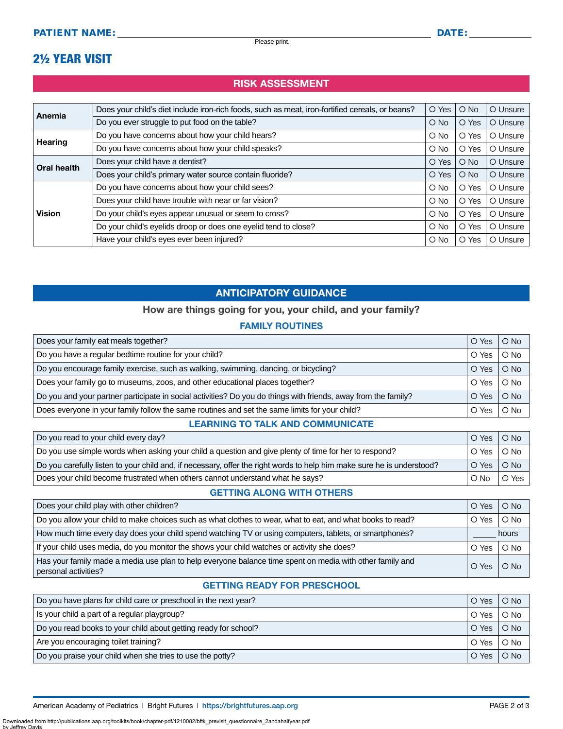**PATIENT NAME:** ______________________________ **DATE:** __________

Please print.

# 2½ YEAR VISIT

## RISK ASSESSMENT

| | | | | |
|---|---|---|---|---|
| **Anemia** | Does your child's diet include iron-rich foods, such as meat, iron-fortified cereals, or beans? | O Yes | O No | O Unsure |
| | Do you ever struggle to put food on the table? | O No | O Yes | O Unsure |
| **Hearing** | Do you have concerns about how your child hears? | O No | O Yes | O Unsure |
| | Do you have concerns about how your child speaks? | O No | O Yes | O Unsure |
| **Oral health** | Does your child have a dentist? | O Yes | O No | O Unsure |
| | Does your child's primary water source contain fluoride? | O Yes | O No | O Unsure |
| **Vision** | Do you have concerns about how your child sees? | O No | O Yes | O Unsure |
| | Does your child have trouble with near or far vision? | O No | O Yes | O Unsure |
| | Do your child's eyes appear unusual or seem to cross? | O No | O Yes | O Unsure |
| | Do your child's eyelids droop or does one eyelid tend to close? | O No | O Yes | O Unsure |
| | Have your child's eyes ever been injured? | O No | O Yes | O Unsure |

## ANTICIPATORY GUIDANCE

### How are things going for you, your child, and your family?

### FAMILY ROUTINES

| | | |
|---|---|---|
| Does your family eat meals together? | O Yes | O No |
| Do you have a regular bedtime routine for your child? | O Yes | O No |
| Do you encourage family exercise, such as walking, swimming, dancing, or bicycling? | O Yes | O No |
| Does your family go to museums, zoos, and other educational places together? | O Yes | O No |
| Do you and your partner participate in social activities? Do you do things with friends, away from the family? | O Yes | O No |
| Does everyone in your family follow the same routines and set the same limits for your child? | O Yes | O No |

### LEARNING TO TALK AND COMMUNICATE

| | | |
|---|---|---|
| Do you read to your child every day? | O Yes | O No |
| Do you use simple words when asking your child a question and give plenty of time for her to respond? | O Yes | O No |
| Do you carefully listen to your child and, if necessary, offer the right words to help him make sure he is understood? | O Yes | O No |
| Does your child become frustrated when others cannot understand what he says? | O No | O Yes |

### GETTING ALONG WITH OTHERS

| | | |
|---|---|---|
| Does your child play with other children? | O Yes | O No |
| Do you allow your child to make choices such as what clothes to wear, what to eat, and what books to read? | O Yes | O No |
| How much time every day does your child spend watching TV or using computers, tablets, or smartphones? | _____ hours | |
| If your child uses media, do you monitor the shows your child watches or activity she does? | O Yes | O No |
| Has your family made a media use plan to help everyone balance time spent on media with other family and personal activities? | O Yes | O No |

### GETTING READY FOR PRESCHOOL

| | | |
|---|---|---|
| Do you have plans for child care or preschool in the next year? | O Yes | O No |
| Is your child a part of a regular playgroup? | O Yes | O No |
| Do you read books to your child about getting ready for school? | O Yes | O No |
| Are you encouraging toilet training? | O Yes | O No |
| Do you praise your child when she tries to use the potty? | O Yes | O No |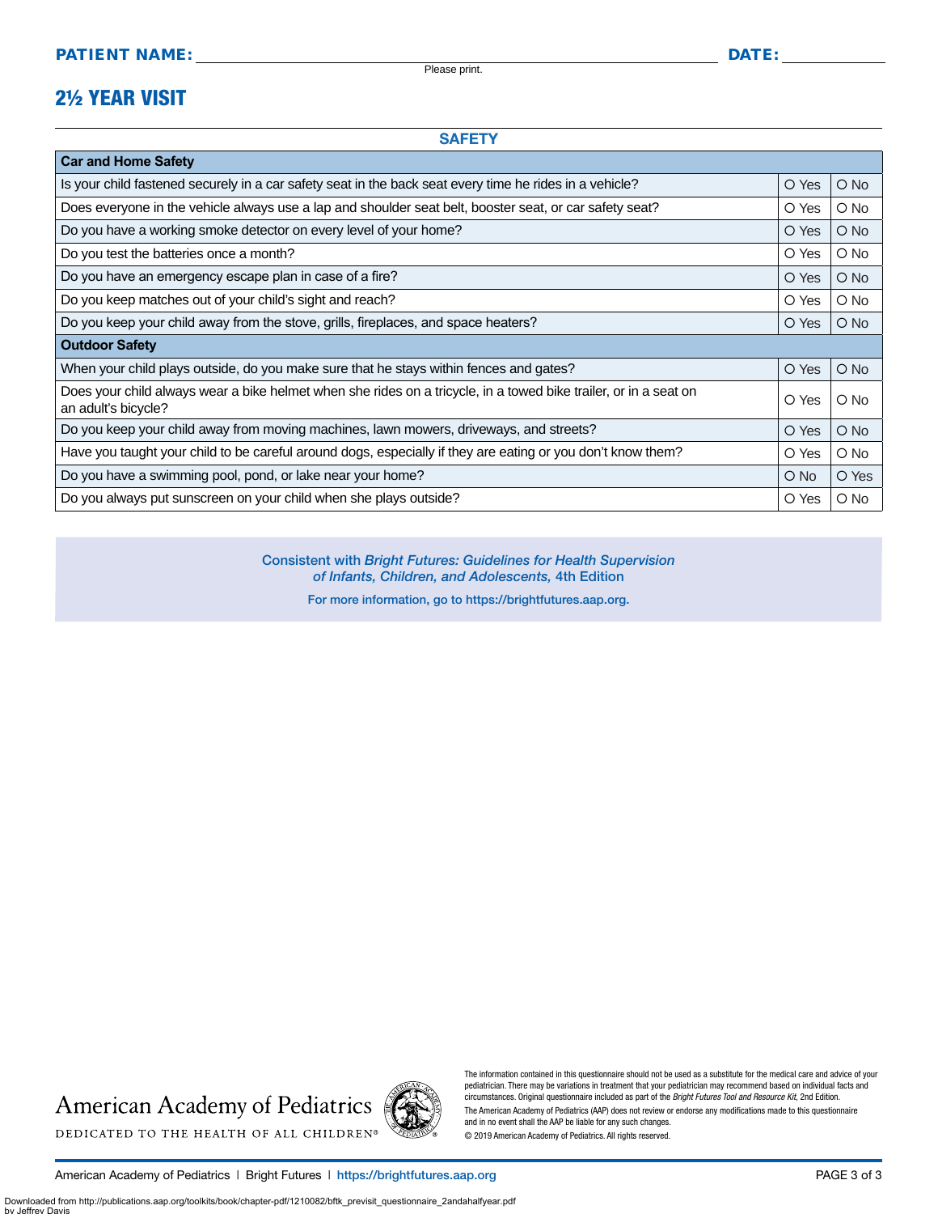**PATIENT NAME:** ______________________ **DATE:** __________

Please print.

# 2½ YEAR VISIT

## SAFETY

| Car and Home Safety | | |
|---|---|---|
| Is your child fastened securely in a car safety seat in the back seat every time he rides in a vehicle? | O Yes | O No |
| Does everyone in the vehicle always use a lap and shoulder seat belt, booster seat, or car safety seat? | O Yes | O No |
| Do you have a working smoke detector on every level of your home? | O Yes | O No |
| Do you test the batteries once a month? | O Yes | O No |
| Do you have an emergency escape plan in case of a fire? | O Yes | O No |
| Do you keep matches out of your child's sight and reach? | O Yes | O No |
| Do you keep your child away from the stove, grills, fireplaces, and space heaters? | O Yes | O No |
| **Outdoor Safety** | | |
| When your child plays outside, do you make sure that he stays within fences and gates? | O Yes | O No |
| Does your child always wear a bike helmet when she rides on a tricycle, in a towed bike trailer, or in a seat on an adult's bicycle? | O Yes | O No |
| Do you keep your child away from moving machines, lawn mowers, driveways, and streets? | O Yes | O No |
| Have you taught your child to be careful around dogs, especially if they are eating or you don't know them? | O Yes | O No |
| Do you have a swimming pool, pond, or lake near your home? | O No | O Yes |
| Do you always put sunscreen on your child when she plays outside? | O Yes | O No |

Consistent with *Bright Futures: Guidelines for Health Supervision of Infants, Children, and Adolescents,* 4th Edition

For more information, go to https://brightfutures.aap.org.

American Academy of Pediatrics

DEDICATED TO THE HEALTH OF ALL CHILDREN®

The information contained in this questionnaire should not be used as a substitute for the medical care and advice of your pediatrician. There may be variations in treatment that your pediatrician may recommend based on individual facts and circumstances. Original questionnaire included as part of the *Bright Futures Tool and Resource Kit,* 2nd Edition.

The American Academy of Pediatrics (AAP) does not review or endorse any modifications made to this questionnaire and in no event shall the AAP be liable for any such changes.

© 2019 American Academy of Pediatrics. All rights reserved.

Downloaded from http://publications.aap.org/toolkits/book/chapter-pdf/1210082/bftk_previsit_questionnaire_2andahalfyear.pdf by Jeffrey Davis